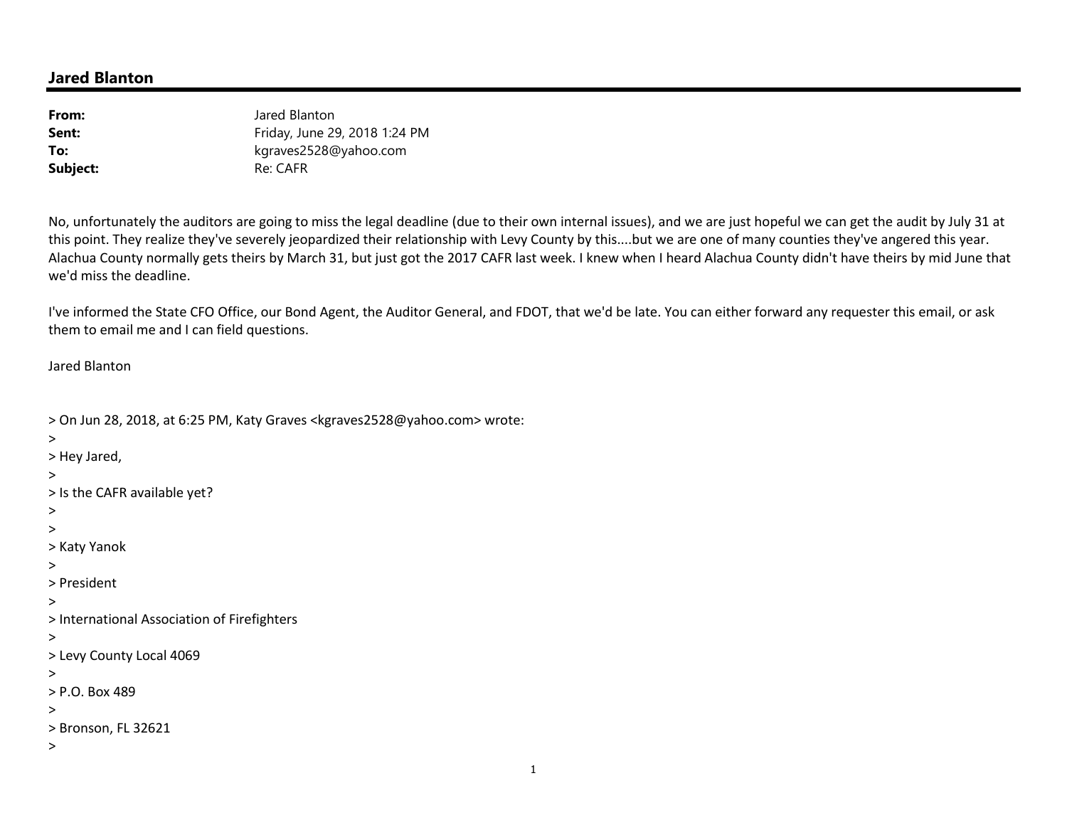## Jared Blanton

| | |
|---|---|
| **From:** | Jared Blanton |
| **Sent:** | Friday, June 29, 2018 1:24 PM |
| **To:** | kgraves2528@yahoo.com |
| **Subject:** | Re: CAFR |

No, unfortunately the auditors are going to miss the legal deadline (due to their own internal issues), and we are just hopeful we can get the audit by July 31 at this point. They realize they've severely jeopardized their relationship with Levy County by this....but we are one of many counties they've angered this year. Alachua County normally gets theirs by March 31, but just got the 2017 CAFR last week. I knew when I heard Alachua County didn't have theirs by mid June that we'd miss the deadline.

I've informed the State CFO Office, our Bond Agent, the Auditor General, and FDOT, that we'd be late. You can either forward any requester this email, or ask them to email me and I can field questions.

Jared Blanton

> On Jun 28, 2018, at 6:25 PM, Katy Graves <kgraves2528@yahoo.com> wrote:
>
> Hey Jared,
>
> Is the CAFR available yet?
>
>
> Katy Yanok
>
> President
>
> International Association of Firefighters
>
> Levy County Local 4069
>
> P.O. Box 489
>
> Bronson, FL 32621
>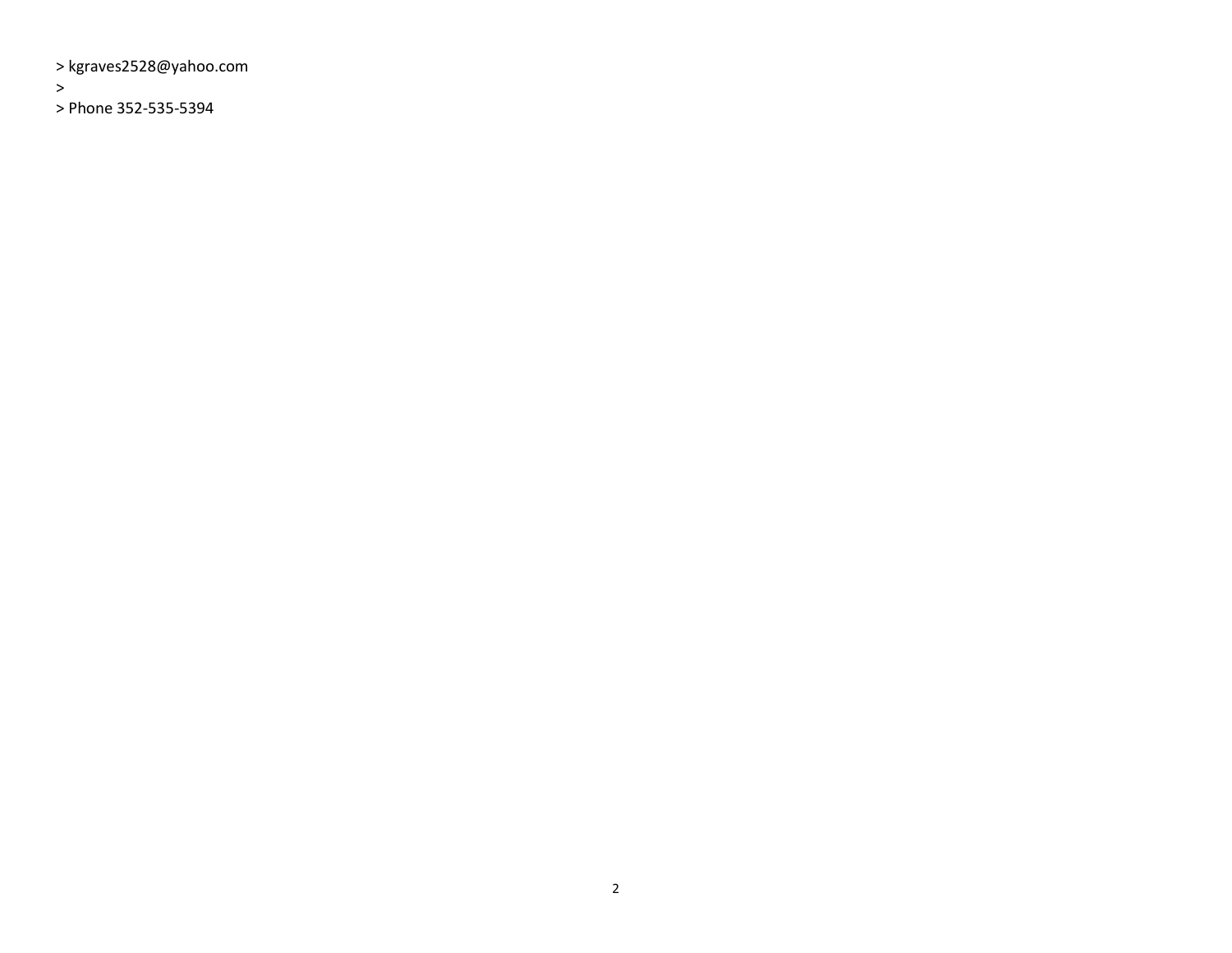> kgraves2528@yahoo.com
>
> Phone 352-535-5394